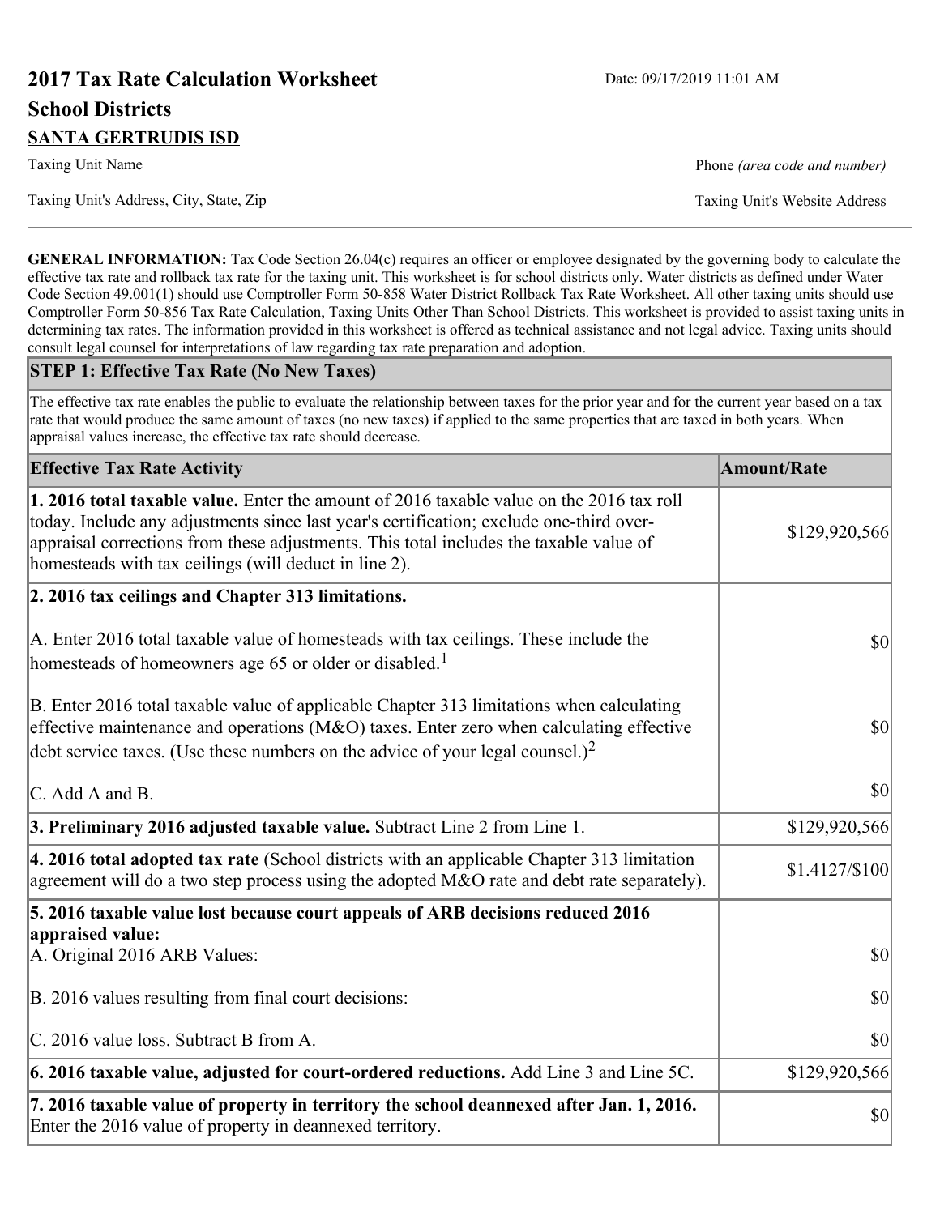# 2017 Tax Rate Calculation Worksheet

Date: 09/17/2019 11:01 AM

## School Districts

**SANTA GERTRUDIS ISD**

Taxing Unit Name

Phone *(area code and number)*

Taxing Unit's Address, City, State, Zip

Taxing Unit's Website Address

---

**GENERAL INFORMATION:** Tax Code Section 26.04(c) requires an officer or employee designated by the governing body to calculate the effective tax rate and rollback tax rate for the taxing unit. This worksheet is for school districts only. Water districts as defined under Water Code Section 49.001(1) should use Comptroller Form 50-858 Water District Rollback Tax Rate Worksheet. All other taxing units should use Comptroller Form 50-856 Tax Rate Calculation, Taxing Units Other Than School Districts. This worksheet is provided to assist taxing units in determining tax rates. The information provided in this worksheet is offered as technical assistance and not legal advice. Taxing units should consult legal counsel for interpretations of law regarding tax rate preparation and adoption.

### STEP 1: Effective Tax Rate (No New Taxes)

The effective tax rate enables the public to evaluate the relationship between taxes for the prior year and for the current year based on a tax rate that would produce the same amount of taxes (no new taxes) if applied to the same properties that are taxed in both years. When appraisal values increase, the effective tax rate should decrease.

| Effective Tax Rate Activity | Amount/Rate |
|---|---|
| **1. 2016 total taxable value.** Enter the amount of 2016 taxable value on the 2016 tax roll today. Include any adjustments since last year's certification; exclude one-third over-appraisal corrections from these adjustments. This total includes the taxable value of homesteads with tax ceilings (will deduct in line 2). | $129,920,566 |
| **2. 2016 tax ceilings and Chapter 313 limitations.** | |
| A. Enter 2016 total taxable value of homesteads with tax ceilings. These include the homesteads of homeowners age 65 or older or disabled.[1] | $0 |
| B. Enter 2016 total taxable value of applicable Chapter 313 limitations when calculating effective maintenance and operations (M&O) taxes. Enter zero when calculating effective debt service taxes. (Use these numbers on the advice of your legal counsel.)[2] | $0 |
| C. Add A and B. | $0 |
| **3. Preliminary 2016 adjusted taxable value.** Subtract Line 2 from Line 1. | $129,920,566 |
| **4. 2016 total adopted tax rate** (School districts with an applicable Chapter 313 limitation agreement will do a two step process using the adopted M&O rate and debt rate separately). | $1.4127/$100 |
| **5. 2016 taxable value lost because court appeals of ARB decisions reduced 2016 appraised value:** | |
| A. Original 2016 ARB Values: | $0 |
| B. 2016 values resulting from final court decisions: | $0 |
| C. 2016 value loss. Subtract B from A. | $0 |
| **6. 2016 taxable value, adjusted for court-ordered reductions.** Add Line 3 and Line 5C. | $129,920,566 |
| **7. 2016 taxable value of property in territory the school deannexed after Jan. 1, 2016.** Enter the 2016 value of property in deannexed territory. | $0 |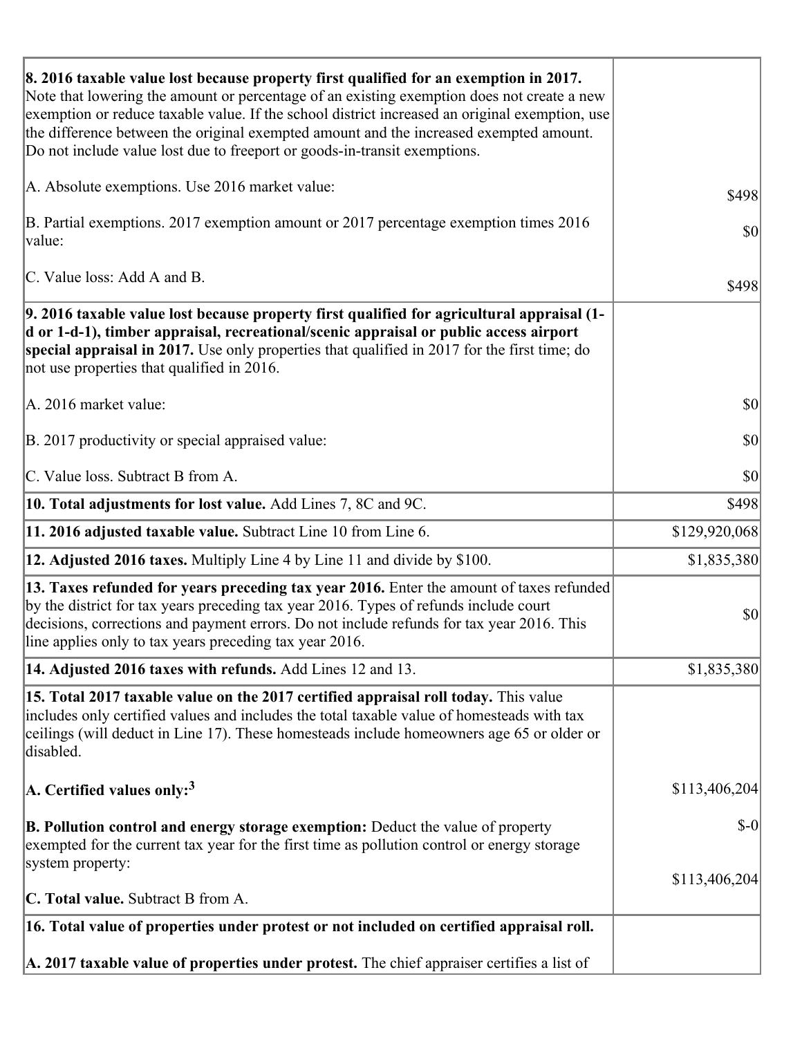| | |
|---|---|
| **8. 2016 taxable value lost because property first qualified for an exemption in 2017.** Note that lowering the amount or percentage of an existing exemption does not create a new exemption or reduce taxable value. If the school district increased an original exemption, use the difference between the original exempted amount and the increased exempted amount. Do not include value lost due to freeport or goods-in-transit exemptions.<br><br>A. Absolute exemptions. Use 2016 market value:<br><br>B. Partial exemptions. 2017 exemption amount or 2017 percentage exemption times 2016 value:<br><br>C. Value loss: Add A and B. | <br><br><br><br><br>$498<br><br>$0<br><br>$498 |
| **9. 2016 taxable value lost because property first qualified for agricultural appraisal (1-d or 1-d-1), timber appraisal, recreational/scenic appraisal or public access airport special appraisal in 2017.** Use only properties that qualified in 2017 for the first time; do not use properties that qualified in 2016.<br><br>A. 2016 market value:<br><br>B. 2017 productivity or special appraised value:<br><br>C. Value loss. Subtract B from A. | <br><br><br><br><br>$0<br><br>$0<br><br>$0 |
| **10. Total adjustments for lost value.** Add Lines 7, 8C and 9C. | $498 |
| **11. 2016 adjusted taxable value.** Subtract Line 10 from Line 6. | $129,920,068 |
| **12. Adjusted 2016 taxes.** Multiply Line 4 by Line 11 and divide by $100. | $1,835,380 |
| **13. Taxes refunded for years preceding tax year 2016.** Enter the amount of taxes refunded by the district for tax years preceding tax year 2016. Types of refunds include court decisions, corrections and payment errors. Do not include refunds for tax year 2016. This line applies only to tax years preceding tax year 2016. | $0 |
| **14. Adjusted 2016 taxes with refunds.** Add Lines 12 and 13. | $1,835,380 |
| **15. Total 2017 taxable value on the 2017 certified appraisal roll today.** This value includes only certified values and includes the total taxable value of homesteads with tax ceilings (will deduct in Line 17). These homesteads include homeowners age 65 or older or disabled.<br><br>**A. Certified values only:**[3]<br><br>**B. Pollution control and energy storage exemption:** Deduct the value of property exempted for the current tax year for the first time as pollution control or energy storage system property:<br><br>**C. Total value.** Subtract B from A. | <br><br><br><br><br>$113,406,204<br><br>$-0<br><br>$113,406,204 |
| **16. Total value of properties under protest or not included on certified appraisal roll.**<br><br>**A. 2017 taxable value of properties under protest.** The chief appraiser certifies a list of | |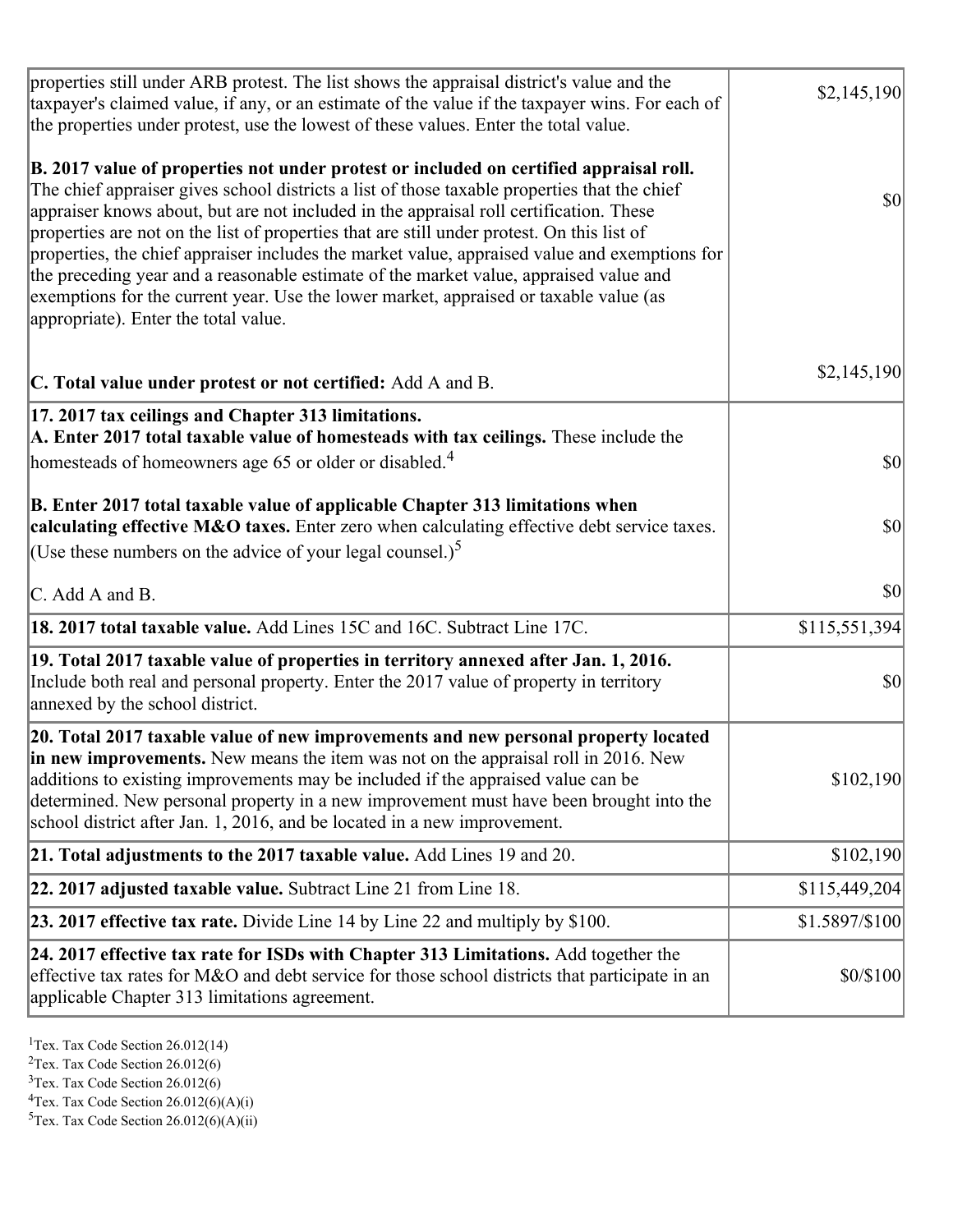| | |
|---|---|
| properties still under ARB protest. The list shows the appraisal district's value and the taxpayer's claimed value, if any, or an estimate of the value if the taxpayer wins. For each of the properties under protest, use the lowest of these values. Enter the total value. | $2,145,190 |
| **B. 2017 value of properties not under protest or included on certified appraisal roll.** The chief appraiser gives school districts a list of those taxable properties that the chief appraiser knows about, but are not included in the appraisal roll certification. These properties are not on the list of properties that are still under protest. On this list of properties, the chief appraiser includes the market value, appraised value and exemptions for the preceding year and a reasonable estimate of the market value, appraised value and exemptions for the current year. Use the lower market, appraised or taxable value (as appropriate). Enter the total value. | $0 |
| **C. Total value under protest or not certified:** Add A and B. | $2,145,190 |
| **17. 2017 tax ceilings and Chapter 313 limitations.** **A. Enter 2017 total taxable value of homesteads with tax ceilings.** These include the homesteads of homeowners age 65 or older or disabled.[4] | $0 |
| **B. Enter 2017 total taxable value of applicable Chapter 313 limitations when calculating effective M&O taxes.** Enter zero when calculating effective debt service taxes. (Use these numbers on the advice of your legal counsel.)[5] | $0 |
| C. Add A and B. | $0 |
| **18. 2017 total taxable value.** Add Lines 15C and 16C. Subtract Line 17C. | $115,551,394 |
| **19. Total 2017 taxable value of properties in territory annexed after Jan. 1, 2016.** Include both real and personal property. Enter the 2017 value of property in territory annexed by the school district. | $0 |
| **20. Total 2017 taxable value of new improvements and new personal property located in new improvements.** New means the item was not on the appraisal roll in 2016. New additions to existing improvements may be included if the appraised value can be determined. New personal property in a new improvement must have been brought into the school district after Jan. 1, 2016, and be located in a new improvement. | $102,190 |
| **21. Total adjustments to the 2017 taxable value.** Add Lines 19 and 20. | $102,190 |
| **22. 2017 adjusted taxable value.** Subtract Line 21 from Line 18. | $115,449,204 |
| **23. 2017 effective tax rate.** Divide Line 14 by Line 22 and multiply by $100. | $1.5897/$100 |
| **24. 2017 effective tax rate for ISDs with Chapter 313 Limitations.** Add together the effective tax rates for M&O and debt service for those school districts that participate in an applicable Chapter 313 limitations agreement. | $0/$100 |

[1]Tex. Tax Code Section 26.012(14)
[2]Tex. Tax Code Section 26.012(6)
[3]Tex. Tax Code Section 26.012(6)
[4]Tex. Tax Code Section 26.012(6)(A)(i)
[5]Tex. Tax Code Section 26.012(6)(A)(ii)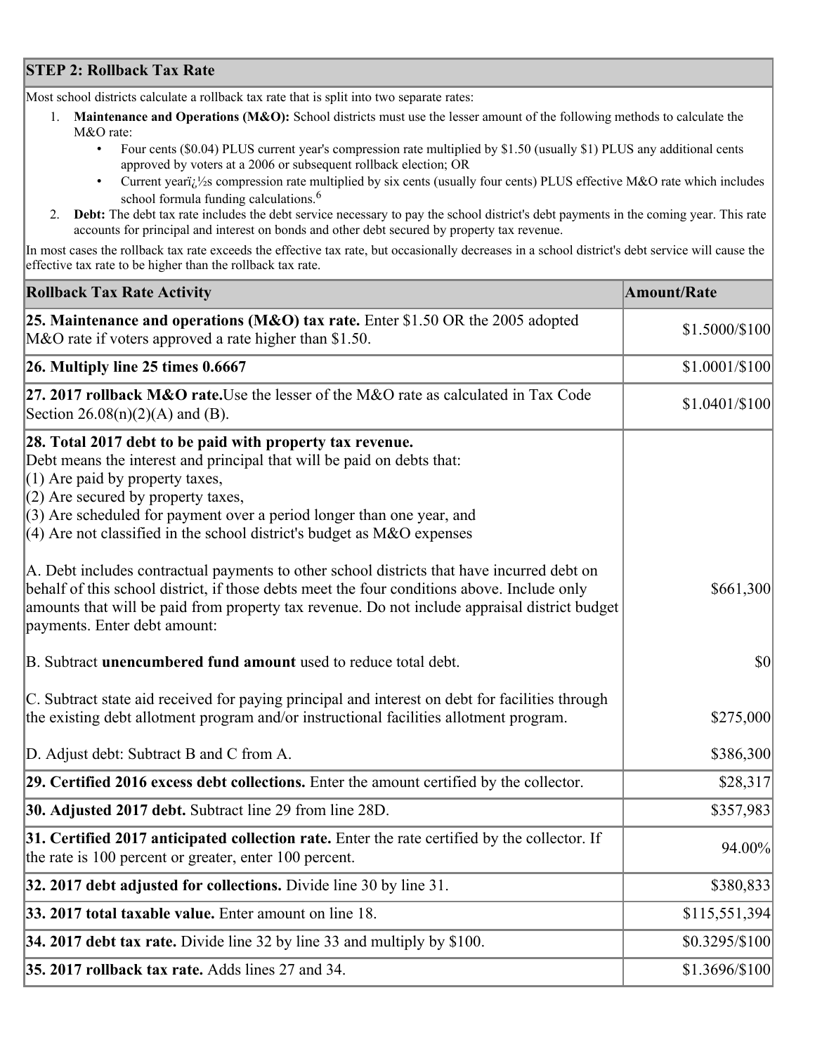## STEP 2: Rollback Tax Rate

Most school districts calculate a rollback tax rate that is split into two separate rates:

1. **Maintenance and Operations (M&O):** School districts must use the lesser amount of the following methods to calculate the M&O rate:
   - Four cents ($0.04) PLUS current year's compression rate multiplied by $1.50 (usually $1) PLUS any additional cents approved by voters at a 2006 or subsequent rollback election; OR
   - Current yearï¿½s compression rate multiplied by six cents (usually four cents) PLUS effective M&O rate which includes school formula funding calculations.[6]
2. **Debt:** The debt tax rate includes the debt service necessary to pay the school district's debt payments in the coming year. This rate accounts for principal and interest on bonds and other debt secured by property tax revenue.

In most cases the rollback tax rate exceeds the effective tax rate, but occasionally decreases in a school district's debt service will cause the effective tax rate to be higher than the rollback tax rate.

| Rollback Tax Rate Activity | Amount/Rate |
|---|---|
| **25. Maintenance and operations (M&O) tax rate.** Enter $1.50 OR the 2005 adopted M&O rate if voters approved a rate higher than $1.50. | $1.5000/$100 |
| **26. Multiply line 25 times 0.6667** | $1.0001/$100 |
| **27. 2017 rollback M&O rate.** Use the lesser of the M&O rate as calculated in Tax Code Section 26.08(n)(2)(A) and (B). | $1.0401/$100 |
| **28. Total 2017 debt to be paid with property tax revenue.** Debt means the interest and principal that will be paid on debts that: (1) Are paid by property taxes, (2) Are secured by property taxes, (3) Are scheduled for payment over a period longer than one year, and (4) Are not classified in the school district's budget as M&O expenses | |
| A. Debt includes contractual payments to other school districts that have incurred debt on behalf of this school district, if those debts meet the four conditions above. Include only amounts that will be paid from property tax revenue. Do not include appraisal district budget payments. Enter debt amount: | $661,300 |
| B. Subtract **unencumbered fund amount** used to reduce total debt. | $0 |
| C. Subtract state aid received for paying principal and interest on debt for facilities through the existing debt allotment program and/or instructional facilities allotment program. | $275,000 |
| D. Adjust debt: Subtract B and C from A. | $386,300 |
| **29. Certified 2016 excess debt collections.** Enter the amount certified by the collector. | $28,317 |
| **30. Adjusted 2017 debt.** Subtract line 29 from line 28D. | $357,983 |
| **31. Certified 2017 anticipated collection rate.** Enter the rate certified by the collector. If the rate is 100 percent or greater, enter 100 percent. | 94.00% |
| **32. 2017 debt adjusted for collections.** Divide line 30 by line 31. | $380,833 |
| **33. 2017 total taxable value.** Enter amount on line 18. | $115,551,394 |
| **34. 2017 debt tax rate.** Divide line 32 by line 33 and multiply by $100. | $0.3295/$100 |
| **35. 2017 rollback tax rate.** Adds lines 27 and 34. | $1.3696/$100 |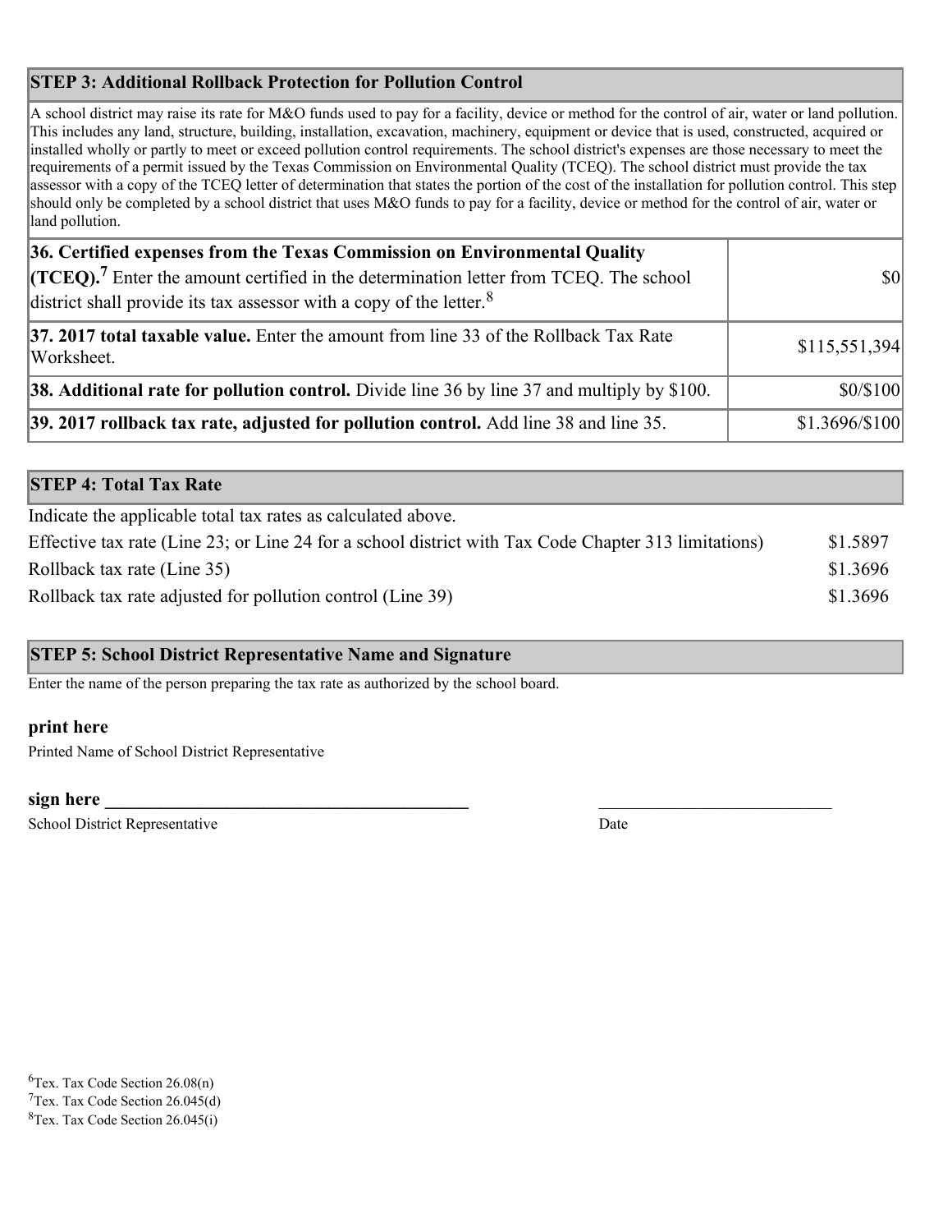## STEP 3: Additional Rollback Protection for Pollution Control

A school district may raise its rate for M&O funds used to pay for a facility, device or method for the control of air, water or land pollution. This includes any land, structure, building, installation, excavation, machinery, equipment or device that is used, constructed, acquired or installed wholly or partly to meet or exceed pollution control requirements. The school district's expenses are those necessary to meet the requirements of a permit issued by the Texas Commission on Environmental Quality (TCEQ). The school district must provide the tax assessor with a copy of the TCEQ letter of determination that states the portion of the cost of the installation for pollution control. This step should only be completed by a school district that uses M&O funds to pay for a facility, device or method for the control of air, water or land pollution.

| | |
|---|---|
| **36. Certified expenses from the Texas Commission on Environmental Quality (TCEQ).**[7] Enter the amount certified in the determination letter from TCEQ. The school district shall provide its tax assessor with a copy of the letter.[8] | $0 |
| **37. 2017 total taxable value.** Enter the amount from line 33 of the Rollback Tax Rate Worksheet. | $115,551,394 |
| **38. Additional rate for pollution control.** Divide line 36 by line 37 and multiply by $100. | $0/$100 |
| **39. 2017 rollback tax rate, adjusted for pollution control.** Add line 38 and line 35. | $1.3696/$100 |

## STEP 4: Total Tax Rate

Indicate the applicable total tax rates as calculated above.

| | |
|---|---|
| Effective tax rate (Line 23; or Line 24 for a school district with Tax Code Chapter 313 limitations) | $1.5897 |
| Rollback tax rate (Line 35) | $1.3696 |
| Rollback tax rate adjusted for pollution control (Line 39) | $1.3696 |

## STEP 5: School District Representative Name and Signature

Enter the name of the person preparing the tax rate as authorized by the school board.

**print here**

Printed Name of School District Representative

**sign here** ________________________________________ ____________________________

School District Representative Date

[6] Tex. Tax Code Section 26.08(n)
[7] Tex. Tax Code Section 26.045(d)
[8] Tex. Tax Code Section 26.045(i)